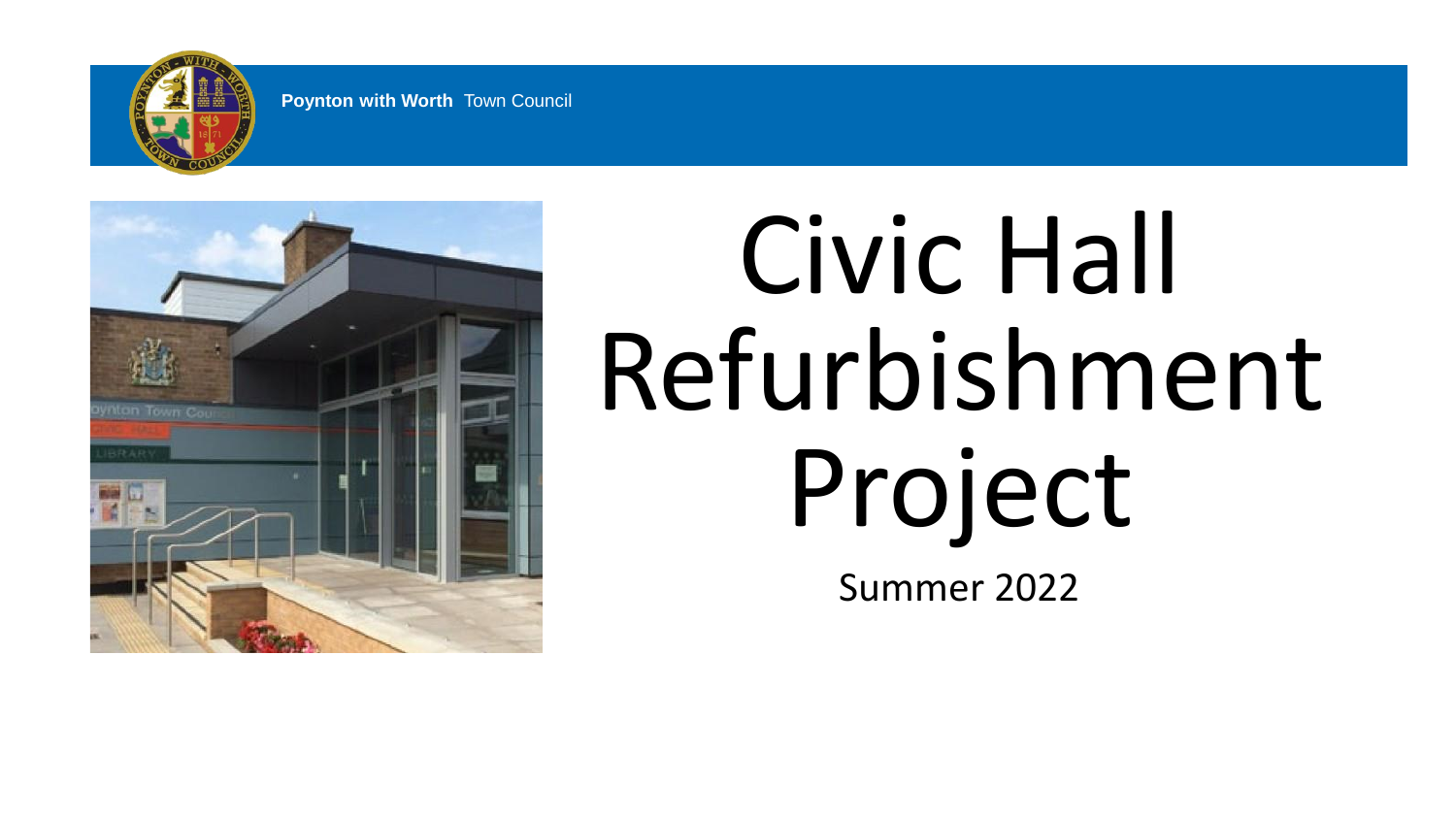**Poynton with Worth** Town Council

# Civic Hall Refurbishment Project

Summer 2022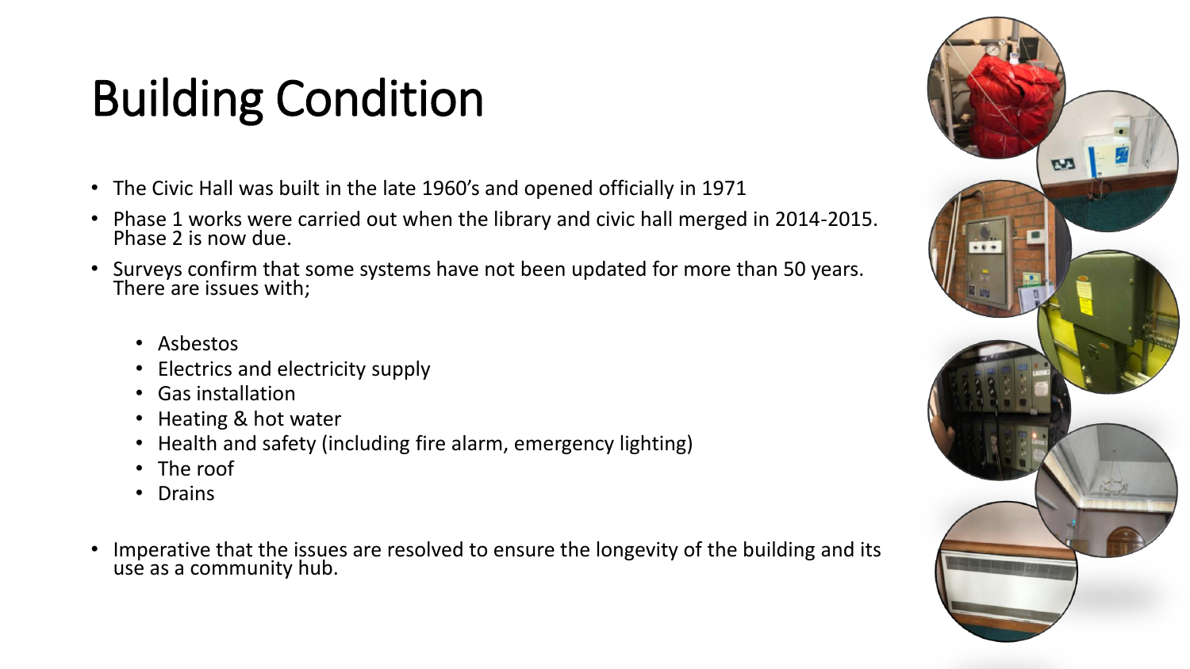# Building Condition

- The Civic Hall was built in the late 1960's and opened officially in 1971
- Phase 1 works were carried out when the library and civic hall merged in 2014-2015. Phase 2 is now due.
- Surveys confirm that some systems have not been updated for more than 50 years. There are issues with;
  - Asbestos
  - Electrics and electricity supply
  - Gas installation
  - Heating & hot water
  - Health and safety (including fire alarm, emergency lighting)
  - The roof
  - Drains
- Imperative that the issues are resolved to ensure the longevity of the building and its use as a community hub.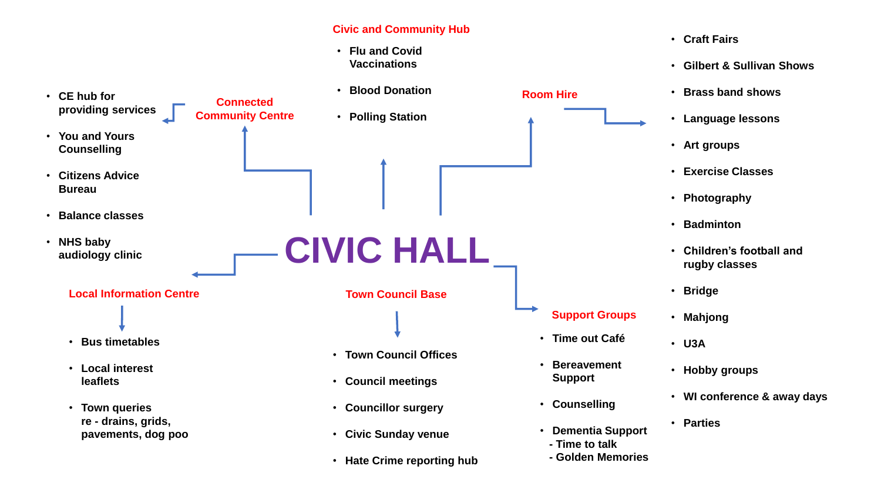# CIVIC HALL

## Connected Community Centre

- CE hub for providing services
- You and Yours Counselling
- Citizens Advice Bureau
- Balance classes
- NHS baby audiology clinic

## Civic and Community Hub

- Flu and Covid Vaccinations
- Blood Donation
- Polling Station

## Room Hire

- Craft Fairs
- Gilbert & Sullivan Shows
- Brass band shows
- Language lessons
- Art groups
- Exercise Classes
- Photography
- Badminton
- Children's football and rugby classes
- Bridge
- Mahjong
- U3A
- Hobby groups
- WI conference & away days
- Parties

## Local Information Centre

- Bus timetables
- Local interest leaflets
- Town queries re - drains, grids, pavements, dog poo

## Town Council Base

- Town Council Offices
- Council meetings
- Councillor surgery
- Civic Sunday venue
- Hate Crime reporting hub

## Support Groups

- Time out Café
- Bereavement Support
- Counselling
- Dementia Support
  - Time to talk
  - Golden Memories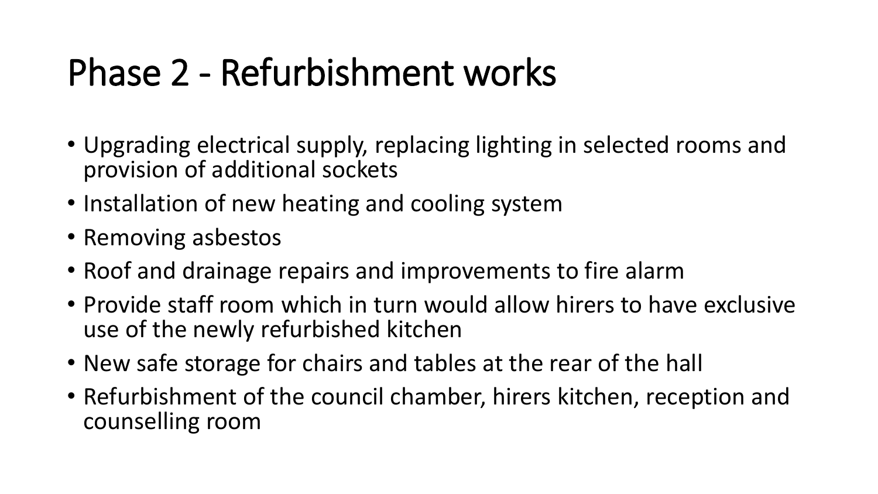# Phase 2 - Refurbishment works

- Upgrading electrical supply, replacing lighting in selected rooms and provision of additional sockets
- Installation of new heating and cooling system
- Removing asbestos
- Roof and drainage repairs and improvements to fire alarm
- Provide staff room which in turn would allow hirers to have exclusive use of the newly refurbished kitchen
- New safe storage for chairs and tables at the rear of the hall
- Refurbishment of the council chamber, hirers kitchen, reception and counselling room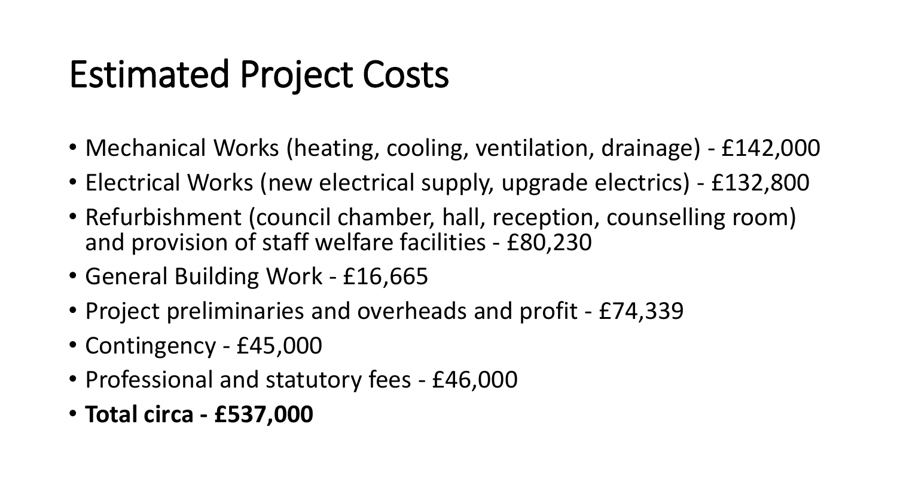# Estimated Project Costs

- Mechanical Works (heating, cooling, ventilation, drainage) - £142,000
- Electrical Works (new electrical supply, upgrade electrics) - £132,800
- Refurbishment (council chamber, hall, reception, counselling room) and provision of staff welfare facilities - £80,230
- General Building Work - £16,665
- Project preliminaries and overheads and profit - £74,339
- Contingency - £45,000
- Professional and statutory fees - £46,000
- **Total circa - £537,000**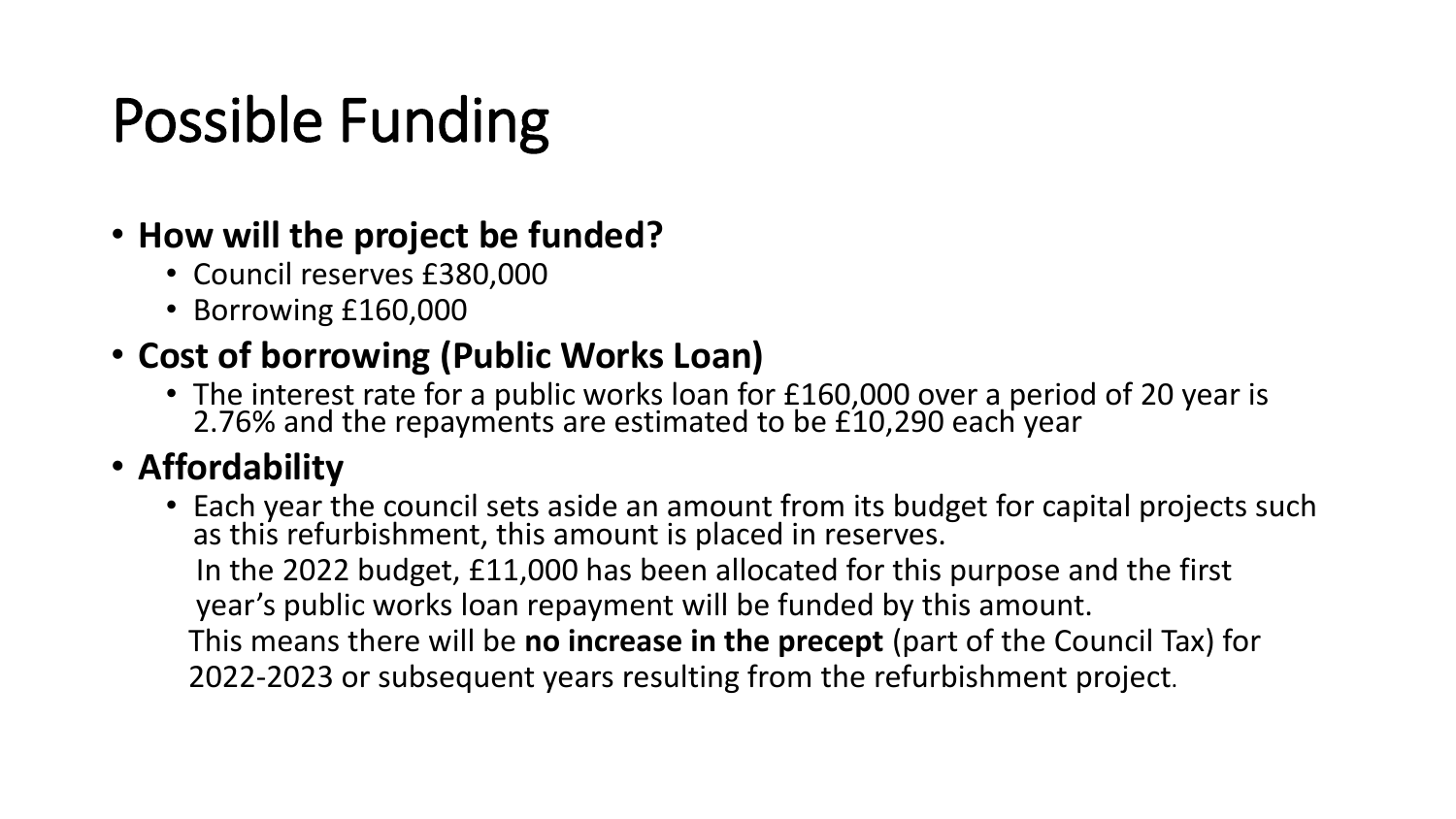# Possible Funding

- **How will the project be funded?**
  - Council reserves £380,000
  - Borrowing £160,000
- **Cost of borrowing (Public Works Loan)**
  - The interest rate for a public works loan for £160,000 over a period of 20 year is 2.76% and the repayments are estimated to be £10,290 each year
- **Affordability**
  - Each year the council sets aside an amount from its budget for capital projects such as this refurbishment, this amount is placed in reserves.

    In the 2022 budget, £11,000 has been allocated for this purpose and the first year's public works loan repayment will be funded by this amount.

    This means there will be **no increase in the precept** (part of the Council Tax) for 2022-2023 or subsequent years resulting from the refurbishment project.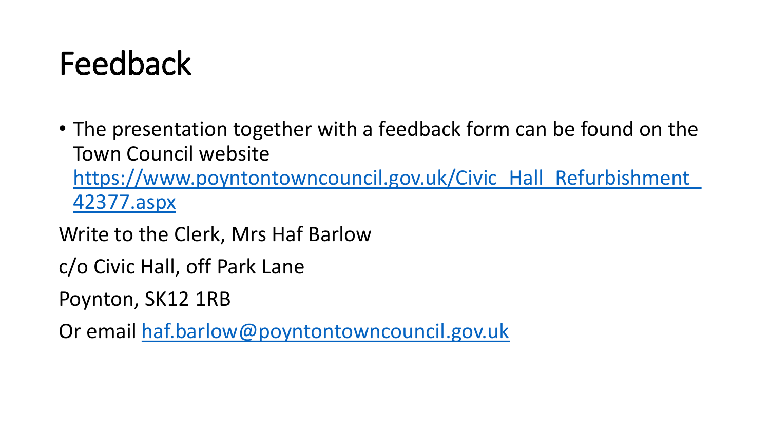# Feedback

- The presentation together with a feedback form can be found on the Town Council website https://www.poyntontowncouncil.gov.uk/Civic_Hall_Refurbishment_42377.aspx

Write to the Clerk, Mrs Haf Barlow

c/o Civic Hall, off Park Lane

Poynton, SK12 1RB

Or email haf.barlow@poyntontowncouncil.gov.uk